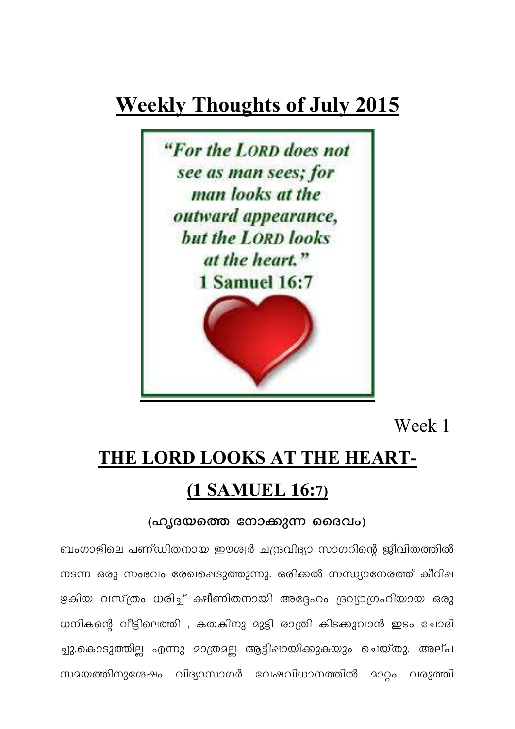# Weekly Thoughts of July 2015

"For the LORD does not see as man sees; for man looks at the outward appearance, but the LORD looks at the heart."
1 Samuel 16:7

Week 1

## THE LORD LOOKS AT THE HEART- (1 SAMUEL 16:7)

### (ഹൃദയത്തെ നോക്കുന്ന ദൈവം)

ബംഗാളിലെ പണ്ഡിതനായ ഈശ്വർ ചന്ദ്രവിദ്യാ സാഗറിന്റെ ജീവിതത്തിൽ നടന്ന ഒരു സംഭവം രേഖപ്പെടുത്തുന്നു. ഒരിക്കൽ സന്ധ്യാനേരത്ത് കീറിപ്പഴകിയ വസ്ത്രം ധരിച്ച് ക്ഷീണിതനായി അദ്ദേഹം ദ്രവ്യാഗ്രഹിയായ ഒരു ധനികന്റെ വീട്ടിലെത്തി , കതകിനു മുട്ടി രാത്രി കിടക്കുവാൻ ഇടം ചോദിച്ചു.കൊടുത്തില്ല എന്നു മാത്രമല്ല ആട്ടിപ്പായിക്കുകയും ചെയ്തു. അല്പ സമയത്തിനുശേഷം വിദ്യാസാഗർ വേഷവിധാനത്തിൽ മാറ്റം വരുത്തി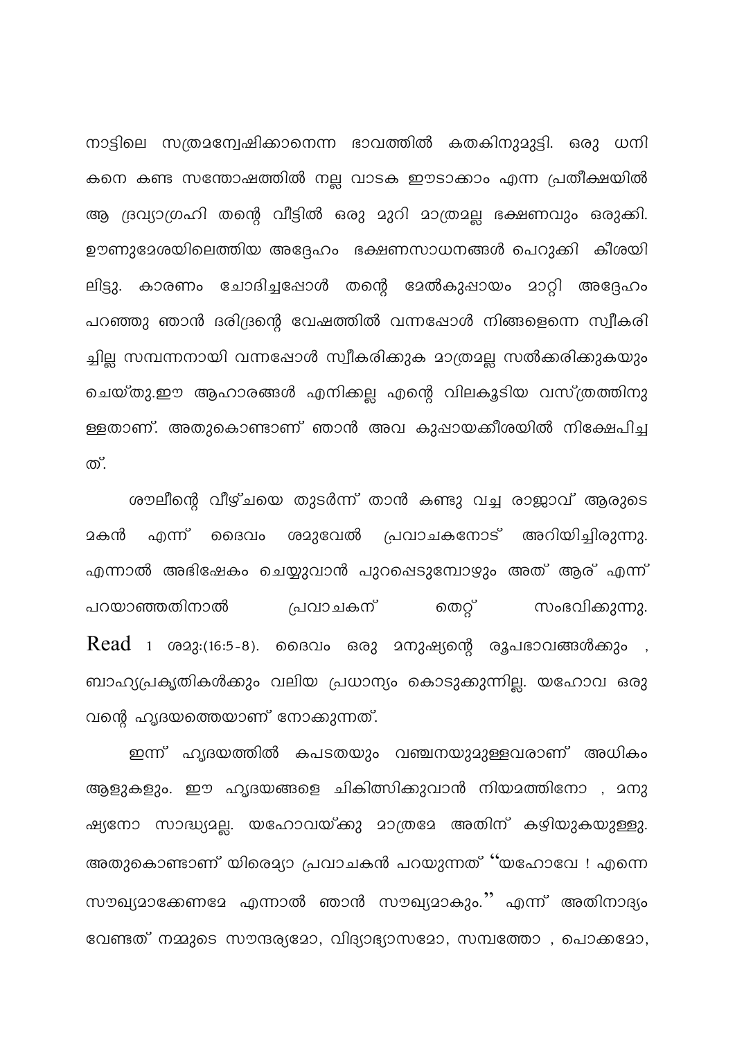നാട്ടിലെ സത്രമന്വേഷിക്കാനെന്ന ഭാവത്തിൽ കതകിനുമുട്ടി. ഒരു ധനികനെ കണ്ട സന്തോഷത്തിൽ നല്ല വാടക ഈടാക്കാം എന്ന പ്രതീക്ഷയിൽ ആ ദ്രവ്യാഗ്രഹി തന്റെ വീട്ടിൽ ഒരു മുറി മാത്രമല്ല ഭക്ഷണവും ഒരുക്കി. ഊണുമേശയിലെത്തിയ അദ്ദേഹം ഭക്ഷണസാധനങ്ങൾ പെറുക്കി കീശയിലിട്ടു. കാരണം ചോദിച്ചപ്പോൾ തന്റെ മേൽകുപ്പായം മാറ്റി അദ്ദേഹം പറഞ്ഞു ഞാൻ ദരിദ്രന്റെ വേഷത്തിൽ വന്നപ്പോൾ നിങ്ങളെന്നെ സ്വീകരിച്ചില്ല സമ്പന്നനായി വന്നപ്പോൾ സ്വീകരിക്കുക മാത്രമല്ല സൽക്കരിക്കുകയും ചെയ്തു.ഈ ആഹാരങ്ങൾ എനിക്കല്ല എന്റെ വിലകൂടിയ വസ്ത്രത്തിനുള്ളതാണ്. അതുകൊണ്ടാണ് ഞാൻ അവ കുപ്പായക്കീശയിൽ നിക്ഷേപിച്ചത്.

ശൗലിന്റെ വീഴ്ചയെ തുടർന്ന് താൻ കണ്ടു വച്ച രാജാവ് ആരുടെ മകൻ എന്ന് ദൈവം ശമുവേൽ പ്രവാചകനോട് അറിയിച്ചിരുന്നു. എന്നാൽ അഭിഷേകം ചെയ്യുവാൻ പുറപ്പെടുമ്പോഴും അത് ആര് എന്ന് പറയാഞ്ഞതിനാൽ പ്രവാചകന് തെറ്റ് സംഭവിക്കുന്നു. Read 1 ശമു:(16:5-8). ദൈവം ഒരു മനുഷ്യന്റെ രൂപഭാവങ്ങൾക്കും , ബാഹ്യപ്രകൃതികൾക്കും വലിയ പ്രധാന്യം കൊടുക്കുന്നില്ല. യഹോവ ഒരുവന്റെ ഹൃദയത്തെയാണ് നോക്കുന്നത്.

ഇന്ന് ഹൃദയത്തിൽ കപടതയും വഞ്ചനയുമുള്ളവരാണ് അധികം ആളുകളും. ഈ ഹൃദയങ്ങളെ ചികിത്സിക്കുവാൻ നിയമത്തിനോ , മനുഷ്യനോ സാദ്ധ്യമല്ല. യഹോവയ്ക്കു മാത്രമേ അതിന് കഴിയുകയുള്ളു. അതുകൊണ്ടാണ് യിരെമ്യാ പ്രവാചകൻ പറയുന്നത് "യഹോവേ ! എന്നെ സൗഖ്യമാക്കേണമേ എന്നാൽ ഞാൻ സൗഖ്യമാകും." എന്ന് അതിനാദ്യം വേണ്ടത് നമ്മുടെ സൗന്ദര്യമോ, വിദ്യാഭ്യാസമോ, സമ്പത്തോ , പൊക്കമോ,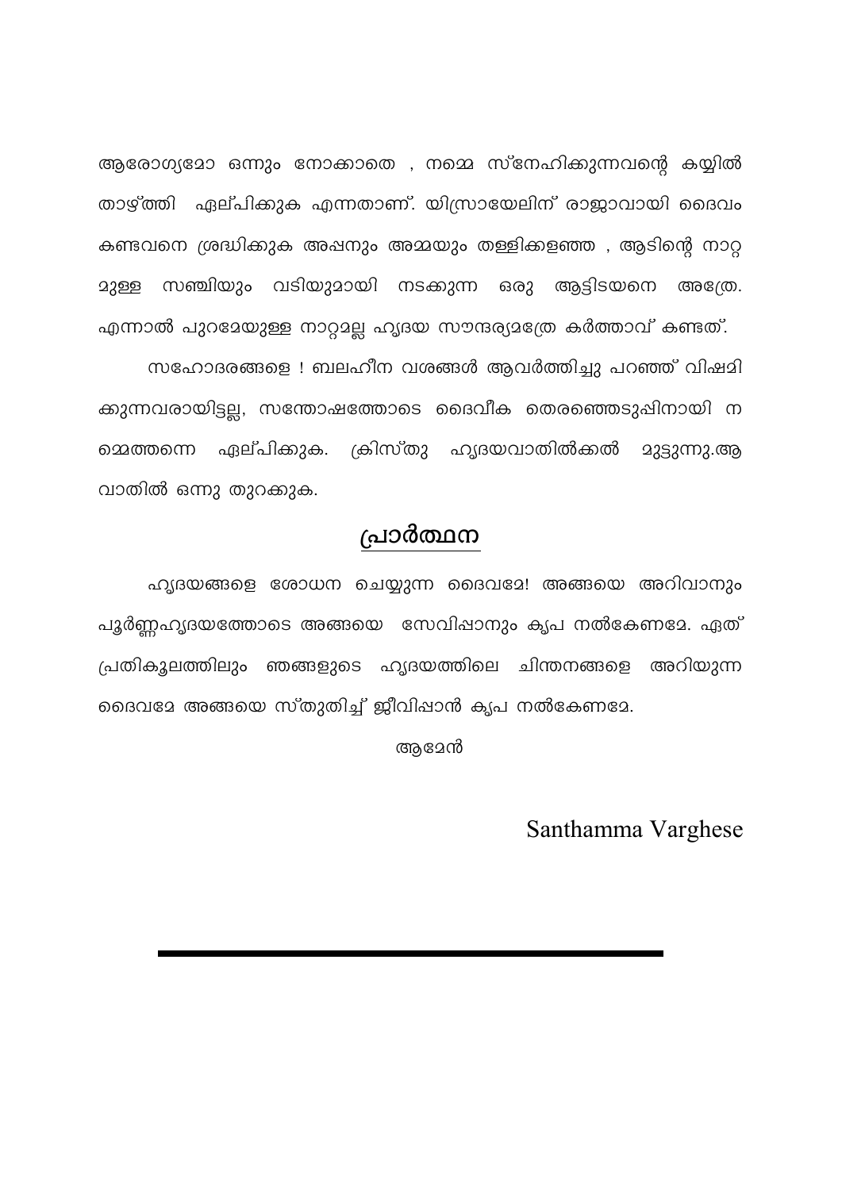ആരോഗ്യമോ ഒന്നും നോക്കാതെ , നമ്മെ സ്നേഹിക്കുന്നവന്റെ കയ്യിൽ താഴ്ത്തി ഏല്പിക്കുക എന്നതാണ്. യിസ്രായേലിന് രാജാവായി ദൈവം കണ്ടവനെ ശ്രദ്ധിക്കുക അപ്പനും അമ്മയും തള്ളിക്കളഞ്ഞ , ആടിന്റെ നാറ്റമുള്ള സഞ്ചിയും വടിയുമായി നടക്കുന്ന ഒരു ആട്ടിടയനെ അത്രേ. എന്നാൽ പുറമേയുള്ള നാറ്റമല്ല ഹൃദയ സൗന്ദര്യമത്രേ കർത്താവ് കണ്ടത്.

സഹോദരങ്ങളെ ! ബലഹീന വശങ്ങൾ ആവർത്തിച്ചു പറഞ്ഞ് വിഷമിക്കുന്നവരായിട്ടല്ല, സന്തോഷത്തോടെ ദൈവീക തെരഞ്ഞെടുപ്പിനായി നമ്മെത്തന്നെ ഏല്പിക്കുക. ക്രിസ്തു ഹൃദയവാതിൽക്കൽ മുട്ടുന്നു.ആ വാതിൽ ഒന്നു തുറക്കുക.

## പ്രാർത്ഥന

ഹൃദയങ്ങളെ ശോധന ചെയ്യുന്ന ദൈവമേ! അങ്ങയെ അറിവാനും പൂർണ്ണഹൃദയത്തോടെ അങ്ങയെ സേവിപ്പാനും കൃപ നൽകേണമേ. ഏത് പ്രതികൂലത്തിലും ഞങ്ങളുടെ ഹൃദയത്തിലെ ചിന്തനങ്ങളെ അറിയുന്ന ദൈവമേ അങ്ങയെ സ്തുതിച്ച് ജീവിപ്പാൻ കൃപ നൽകേണമേ.

ആമേൻ

Santhamma Varghese